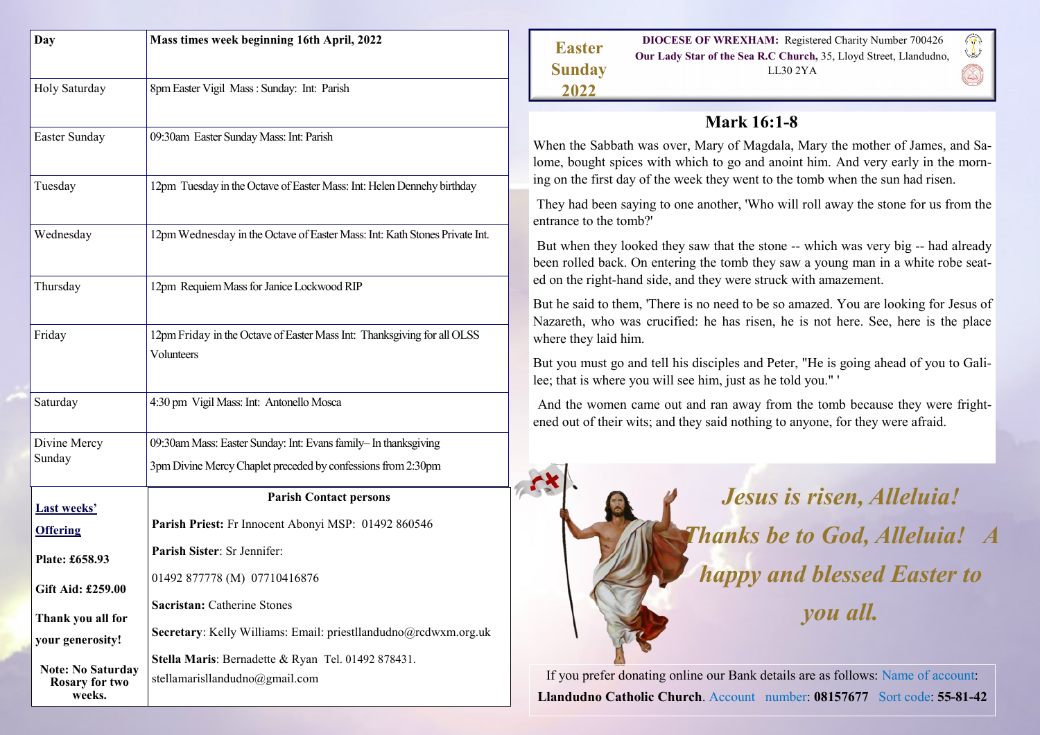| Day | Mass times week beginning 16th April, 2022 |
|---|---|
| Holy Saturday | 8pm Easter Vigil Mass : Sunday: Int: Parish |
| Easter Sunday | 09:30am Easter Sunday Mass: Int: Parish |
| Tuesday | 12pm Tuesday in the Octave of Easter Mass: Int: Helen Dennehy birthday |
| Wednesday | 12pm Wednesday in the Octave of Easter Mass: Int: Kath Stones Private Int. |
| Thursday | 12pm Requiem Mass for Janice Lockwood RIP |
| Friday | 12pm Friday in the Octave of Easter Mass Int: Thanksgiving for all OLSS Volunteers |
| Saturday | 4:30 pm Vigil Mass: Int: Antonello Mosca |
| Divine Mercy Sunday | 09:30am Mass: Easter Sunday: Int: Evans family– In thanksgiving<br>3pm Divine Mercy Chaplet preceded by confessions from 2:30pm |

**Last weeks' Offering**

**Plate: £658.93**

**Gift Aid: £259.00**

**Thank you all for your generosity!**

**Note: No Saturday Rosary for two weeks.**

**Parish Contact persons**

**Parish Priest:** Fr Innocent Abonyi MSP: 01492 860546

**Parish Sister**: Sr Jennifer:

01492 877778 (M) 07710416876

**Sacristan:** Catherine Stones

**Secretary**: Kelly Williams: Email: priestllandudno@rcdwxm.org.uk

**Stella Maris**: Bernadette & Ryan Tel. 01492 878431. stellamarisllandudno@gmail.com

**Easter Sunday 2022**

**DIOCESE OF WREXHAM:** Registered Charity Number 700426
**Our Lady Star of the Sea R.C Church,** 35, Lloyd Street, Llandudno, LL30 2YA

## Mark 16:1-8

When the Sabbath was over, Mary of Magdala, Mary the mother of James, and Salome, bought spices with which to go and anoint him. And very early in the morning on the first day of the week they went to the tomb when the sun had risen.

They had been saying to one another, 'Who will roll away the stone for us from the entrance to the tomb?'

But when they looked they saw that the stone -- which was very big -- had already been rolled back. On entering the tomb they saw a young man in a white robe seated on the right-hand side, and they were struck with amazement.

But he said to them, 'There is no need to be so amazed. You are looking for Jesus of Nazareth, who was crucified: he has risen, he is not here. See, here is the place where they laid him.

But you must go and tell his disciples and Peter, "He is going ahead of you to Galilee; that is where you will see him, just as he told you." '

And the women came out and ran away from the tomb because they were frightened out of their wits; and they said nothing to anyone, for they were afraid.

***Jesus is risen, Alleluia! Thanks be to God, Alleluia! A happy and blessed Easter to you all.***

If you prefer donating online our Bank details are as follows: Name of account: **Llandudno Catholic Church**. Account number: **08157677** Sort code: **55-81-42**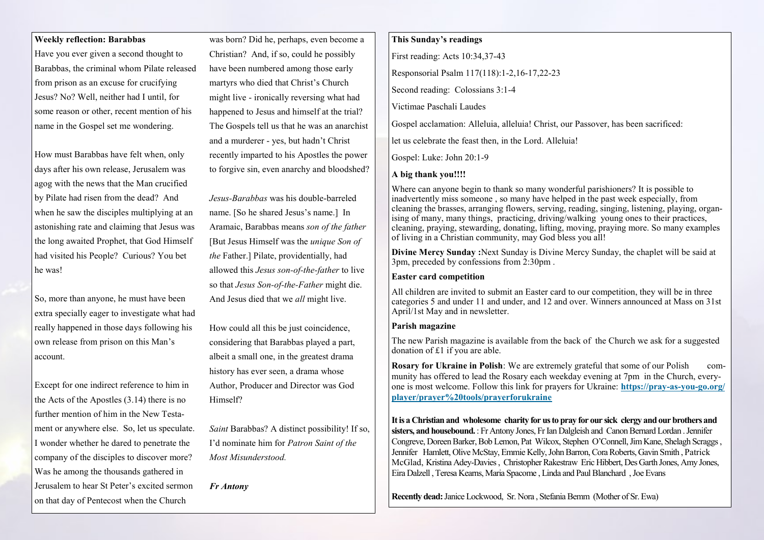**Weekly reflection: Barabbas**

Have you ever given a second thought to Barabbas, the criminal whom Pilate released from prison as an excuse for crucifying Jesus? No? Well, neither had I until, for some reason or other, recent mention of his name in the Gospel set me wondering.

How must Barabbas have felt when, only days after his own release, Jerusalem was agog with the news that the Man crucified by Pilate had risen from the dead? And when he saw the disciples multiplying at an astonishing rate and claiming that Jesus was the long awaited Prophet, that God Himself had visited his People? Curious? You bet he was!

So, more than anyone, he must have been extra specially eager to investigate what had really happened in those days following his own release from prison on this Man's account.

Except for one indirect reference to him in the Acts of the Apostles (3.14) there is no further mention of him in the New Testament or anywhere else. So, let us speculate. I wonder whether he dared to penetrate the company of the disciples to discover more? Was he among the thousands gathered in Jerusalem to hear St Peter's excited sermon on that day of Pentecost when the Church was born? Did he, perhaps, even become a Christian? And, if so, could he possibly have been numbered among those early martyrs who died that Christ's Church might live - ironically reversing what had happened to Jesus and himself at the trial? The Gospels tell us that he was an anarchist and a murderer - yes, but hadn't Christ recently imparted to his Apostles the power to forgive sin, even anarchy and bloodshed?

*Jesus-Barabbas* was his double-barreled name. [So he shared Jesus's name.] In Aramaic, Barabbas means *son of the father* [But Jesus Himself was the *unique Son of the* Father.] Pilate, providentially, had allowed this *Jesus son-of-the-father* to live so that *Jesus Son-of-the-Father* might die. And Jesus died that we *all* might live.

How could all this be just coincidence, considering that Barabbas played a part, albeit a small one, in the greatest drama history has ever seen, a drama whose Author, Producer and Director was God Himself?

*Saint* Barabbas? A distinct possibility! If so, I'd nominate him for *Patron Saint of the Most Misunderstood.*

***Fr Antony***

**This Sunday's readings**

First reading: Acts 10:34,37-43

Responsorial Psalm 117(118):1-2,16-17,22-23

Second reading: Colossians 3:1-4

Victimae Paschali Laudes

Gospel acclamation: Alleluia, alleluia! Christ, our Passover, has been sacrificed:

let us celebrate the feast then, in the Lord. Alleluia!

Gospel: Luke: John 20:1-9

**A big thank you!!!!**

Where can anyone begin to thank so many wonderful parishioners? It is possible to inadvertently miss someone , so many have helped in the past week especially, from cleaning the brasses, arranging flowers, serving, reading, singing, listening, playing, organising of many, many things, practicing, driving/walking young ones to their practices, cleaning, praying, stewarding, donating, lifting, moving, praying more. So many examples of living in a Christian community, may God bless you all!

**Divine Mercy Sunday :**Next Sunday is Divine Mercy Sunday, the chaplet will be said at 3pm, preceded by confessions from 2:30pm .

**Easter card competition**

All children are invited to submit an Easter card to our competition, they will be in three categories 5 and under 11 and under, and 12 and over. Winners announced at Mass on 31st April/1st May and in newsletter.

**Parish magazine**

The new Parish magazine is available from the back of the Church we ask for a suggested donation of £1 if you are able.

**Rosary for Ukraine in Polish**: We are extremely grateful that some of our Polish community has offered to lead the Rosary each weekday evening at 7pm in the Church, everyone is most welcome. Follow this link for prayers for Ukraine: **https://pray-as-you-go.org/player/prayer%20tools/prayerforukraine**

**It is a Christian and wholesome charity for us to pray for our sick clergy and our brothers and sisters, and housebound.** : Fr Antony Jones, Fr Ian Dalgleish and Canon Bernard Lordan . Jennifer Congreve, Doreen Barker, Bob Lemon, Pat Wilcox, Stephen O'Connell, Jim Kane, Shelagh Scraggs , Jennifer Hamlett, Olive McStay, Emmie Kelly, John Barron, Cora Roberts, Gavin Smith , Patrick McGlad, Kristina Adey-Davies , Christopher Rakestraw Eric Hibbert, Des Garth Jones, Amy Jones, Eira Dalzell , Teresa Kearns, Maria Spacome , Linda and Paul Blanchard , Joe Evans

**Recently dead:** Janice Lockwood, Sr. Nora , Stefania Bemm (Mother of Sr. Ewa)